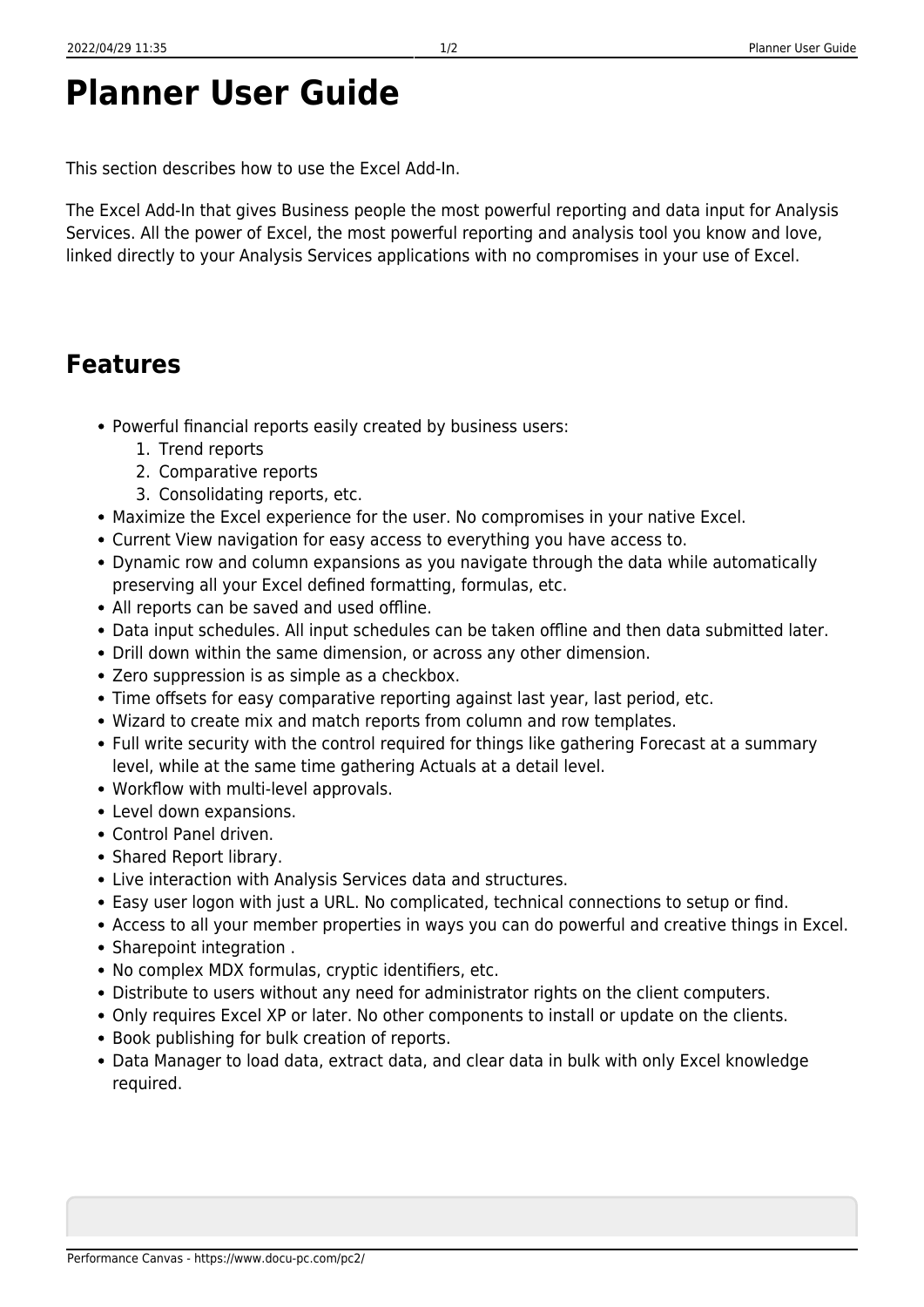# Planner User Guide

This section describes how to use the Excel Add-In.

The Excel Add-In that gives Business people the most powerful reporting and data input for Analysis Services. All the power of Excel, the most powerful reporting and analysis tool you know and love, linked directly to your Analysis Services applications with no compromises in your use of Excel.

## Features

- Powerful financial reports easily created by business users:
  1. Trend reports
  2. Comparative reports
  3. Consolidating reports, etc.
- Maximize the Excel experience for the user. No compromises in your native Excel.
- Current View navigation for easy access to everything you have access to.
- Dynamic row and column expansions as you navigate through the data while automatically preserving all your Excel defined formatting, formulas, etc.
- All reports can be saved and used offline.
- Data input schedules. All input schedules can be taken offline and then data submitted later.
- Drill down within the same dimension, or across any other dimension.
- Zero suppression is as simple as a checkbox.
- Time offsets for easy comparative reporting against last year, last period, etc.
- Wizard to create mix and match reports from column and row templates.
- Full write security with the control required for things like gathering Forecast at a summary level, while at the same time gathering Actuals at a detail level.
- Workflow with multi-level approvals.
- Level down expansions.
- Control Panel driven.
- Shared Report library.
- Live interaction with Analysis Services data and structures.
- Easy user logon with just a URL. No complicated, technical connections to setup or find.
- Access to all your member properties in ways you can do powerful and creative things in Excel.
- Sharepoint integration .
- No complex MDX formulas, cryptic identifiers, etc.
- Distribute to users without any need for administrator rights on the client computers.
- Only requires Excel XP or later. No other components to install or update on the clients.
- Book publishing for bulk creation of reports.
- Data Manager to load data, extract data, and clear data in bulk with only Excel knowledge required.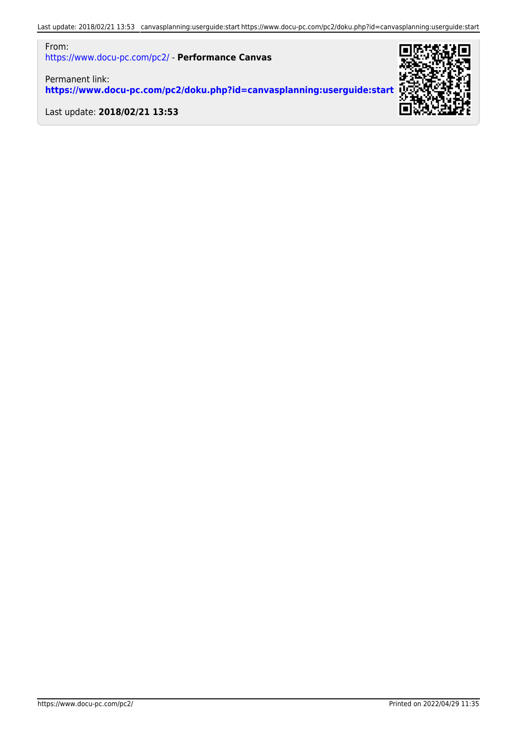From:
https://www.docu-pc.com/pc2/ - **Performance Canvas**

Permanent link:
**https://www.docu-pc.com/pc2/doku.php?id=canvasplanning:userguide:start**

Last update: **2018/02/21 13:53**